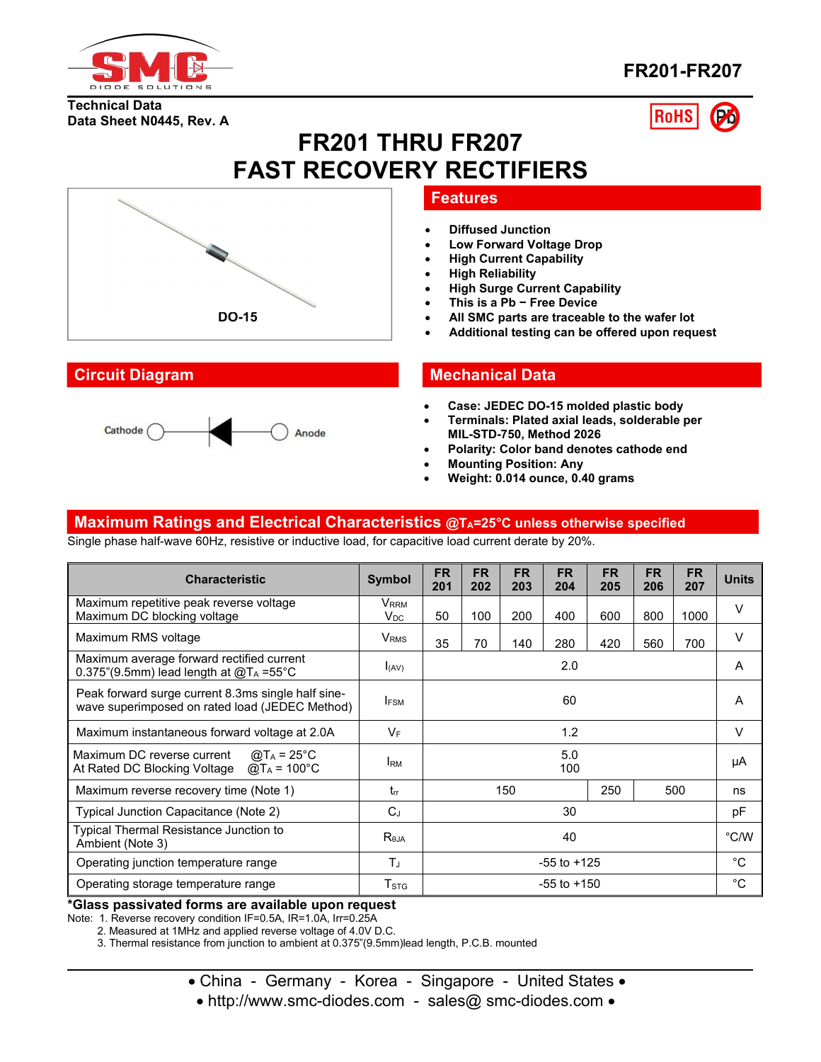FR201-FR207

**Technical Data**
**Data Sheet N0445, Rev. A**

# FR201 THRU FR207
# FAST RECOVERY RECTIFIERS

DO-15

## Features

- Diffused Junction
- Low Forward Voltage Drop
- High Current Capability
- High Reliability
- High Surge Current Capability
- This is a Pb − Free Device
- All SMC parts are traceable to the wafer lot
- Additional testing can be offered upon request

## Circuit Diagram

Cathode — Anode

## Mechanical Data

- Case: JEDEC DO-15 molded plastic body
- Terminals: Plated axial leads, solderable per MIL-STD-750, Method 2026
- Polarity: Color band denotes cathode end
- Mounting Position: Any
- Weight: 0.014 ounce, 0.40 grams

## Maximum Ratings and Electrical Characteristics @$T_A$=25°C unless otherwise specified

Single phase half-wave 60Hz, resistive or inductive load, for capacitive load current derate by 20%.

| Characteristic | Symbol | FR 201 | FR 202 | FR 203 | FR 204 | FR 205 | FR 206 | FR 207 | Units |
|---|---|---|---|---|---|---|---|---|---|
| Maximum repetitive peak reverse voltage<br>Maximum DC blocking voltage | $V_{RRM}$<br>$V_{DC}$ | 50 | 100 | 200 | 400 | 600 | 800 | 1000 | V |
| Maximum RMS voltage | $V_{RMS}$ | 35 | 70 | 140 | 280 | 420 | 560 | 700 | V |
| Maximum average forward rectified current<br>0.375"(9.5mm) lead length at @$T_A$ =55°C | $I_{(AV)}$ | 2.0 | | | | | | | A |
| Peak forward surge current 8.3ms single half sine-wave superimposed on rated load (JEDEC Method) | $I_{FSM}$ | 60 | | | | | | | A |
| Maximum instantaneous forward voltage at 2.0A | $V_F$ | 1.2 | | | | | | | V |
| Maximum DC reverse current @$T_A$ = 25°C<br>At Rated DC Blocking Voltage @$T_A$ = 100°C | $I_{RM}$ | 5.0<br>100 | | | | | | | μA |
| Maximum reverse recovery time (Note 1) | $t_{rr}$ | 150 | | | | 250 | 500 | | ns |
| Typical Junction Capacitance (Note 2) | $C_J$ | 30 | | | | | | | pF |
| Typical Thermal Resistance Junction to Ambient (Note 3) | $R_{\theta JA}$ | 40 | | | | | | | °C/W |
| Operating junction temperature range | $T_J$ | -55 to +125 | | | | | | | °C |
| Operating storage temperature range | $T_{STG}$ | -55 to +150 | | | | | | | °C |

***Glass passivated forms are available upon request**

Note: 1. Reverse recovery condition IF=0.5A, IR=1.0A, Irr=0.25A
2. Measured at 1MHz and applied reverse voltage of 4.0V D.C.
3. Thermal resistance from junction to ambient at 0.375"(9.5mm)lead length, P.C.B. mounted

• China - Germany - Korea - Singapore - United States •
• http://www.smc-diodes.com - sales@ smc-diodes.com •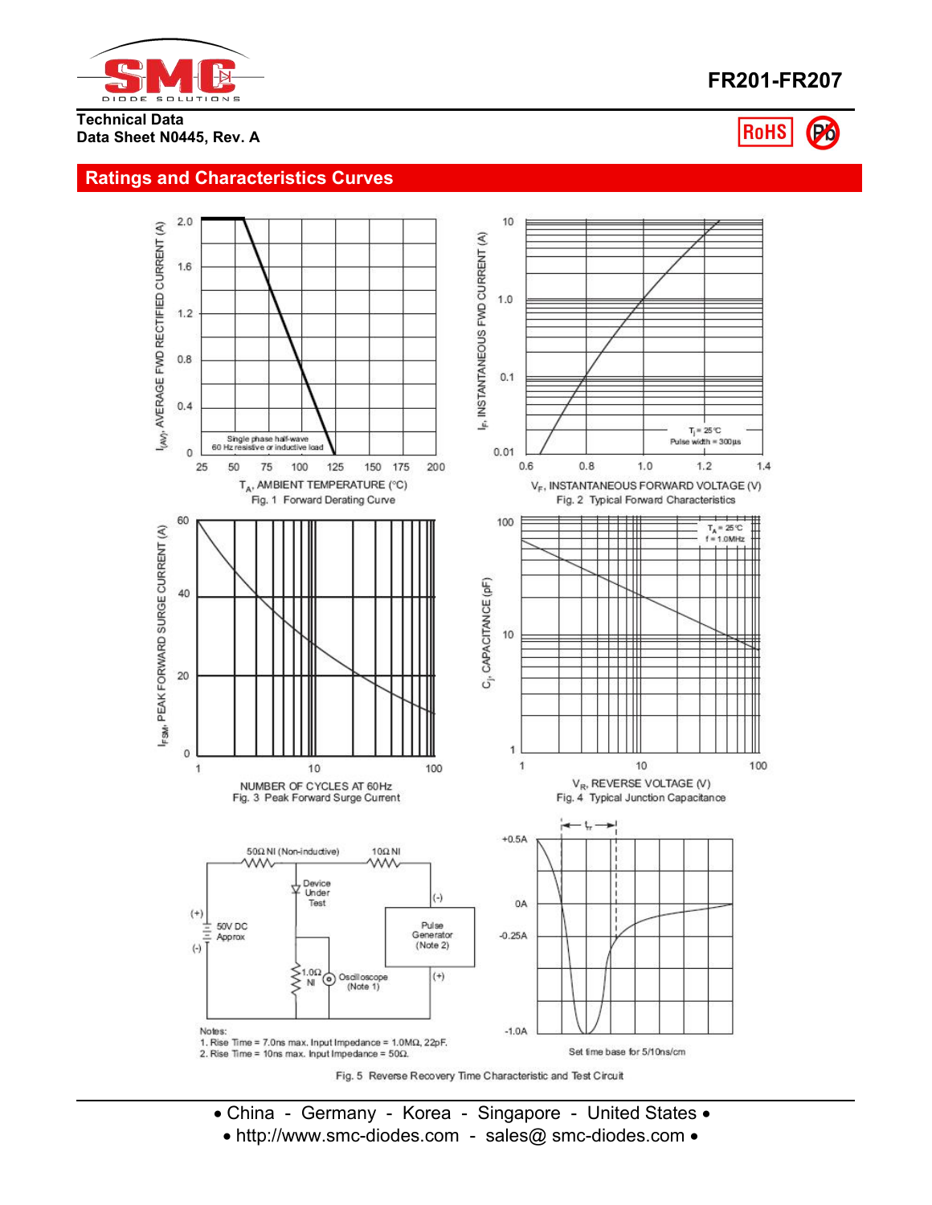## Ratings and Characteristics Curves

Single phase half-wave
60 Hz resistive or inductive load

$I_{(AV)}$, AVERAGE FWD RECTIFIED CURRENT (A)

$T_A$, AMBIENT TEMPERATURE (°C)

Fig. 1 Forward Derating Curve

$T_J$ = 25°C
Pulse width = 300μs

$I_F$, INSTANTANEOUS FWD CURRENT (A)

$V_F$, INSTANTANEOUS FORWARD VOLTAGE (V)

Fig. 2 Typical Forward Characteristics

$I_{FSM}$, PEAK FORWARD SURGE CURRENT (A)

NUMBER OF CYCLES AT 60Hz

Fig. 3 Peak Forward Surge Current

$T_A$ = 25°C
f = 1.0MHz

$C_j$, CAPACITANCE (pF)

$V_R$, REVERSE VOLTAGE (V)

Fig. 4 Typical Junction Capacitance

50Ω NI (Non-inductive)

10Ω NI

Device Under Test

(+) 50V DC Approx (-)

Pulse Generator (Note 2)

1.0Ω NI

Oscilloscope (Note 1)

$t_{rr}$

+0.5A

0A

-0.25A

-1.0A

Set time base for 5/10ns/cm

Notes:
1. Rise Time = 7.0ns max. Input Impedance = 1.0MΩ, 22pF.
2. Rise Time = 10ns max. Input Impedance = 50Ω.

Fig. 5 Reverse Recovery Time Characteristic and Test Circuit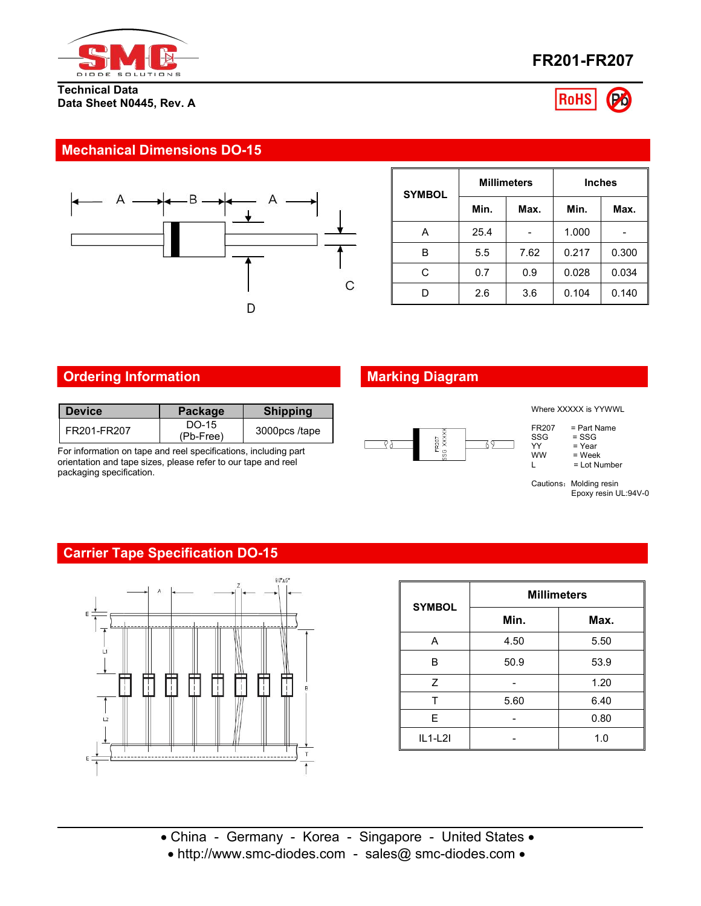# FR201-FR207

**Technical Data**
**Data Sheet N0445, Rev. A**

## Mechanical Dimensions DO-15

| SYMBOL | Millimeters | | Inches | |
|---|---|---|---|---|
| | Min. | Max. | Min. | Max. |
| A | 25.4 | - | 1.000 | - |
| B | 5.5 | 7.62 | 0.217 | 0.300 |
| C | 0.7 | 0.9 | 0.028 | 0.034 |
| D | 2.6 | 3.6 | 0.104 | 0.140 |

## Ordering Information

| Device | Package | Shipping |
|---|---|---|
| FR201-FR207 | DO-15 (Pb-Free) | 3000pcs /tape |

For information on tape and reel specifications, including part orientation and tape sizes, please refer to our tape and reel packaging specification.

## Marking Diagram

Where XXXXX is YYWWL

- FR207 = Part Name
- SSG = SSG
- YY = Year
- WW = Week
- L = Lot Number

Cautions: Molding resin Epoxy resin UL:94V-0

## Carrier Tape Specification DO-15

| SYMBOL | Millimeters | |
|---|---|---|
| | Min. | Max. |
| A | 4.50 | 5.50 |
| B | 50.9 | 53.9 |
| Z | - | 1.20 |
| T | 5.60 | 6.40 |
| E | - | 0.80 |
| IL1-L2I | - | 1.0 |

• China - Germany - Korea - Singapore - United States •
• http://www.smc-diodes.com - sales@ smc-diodes.com •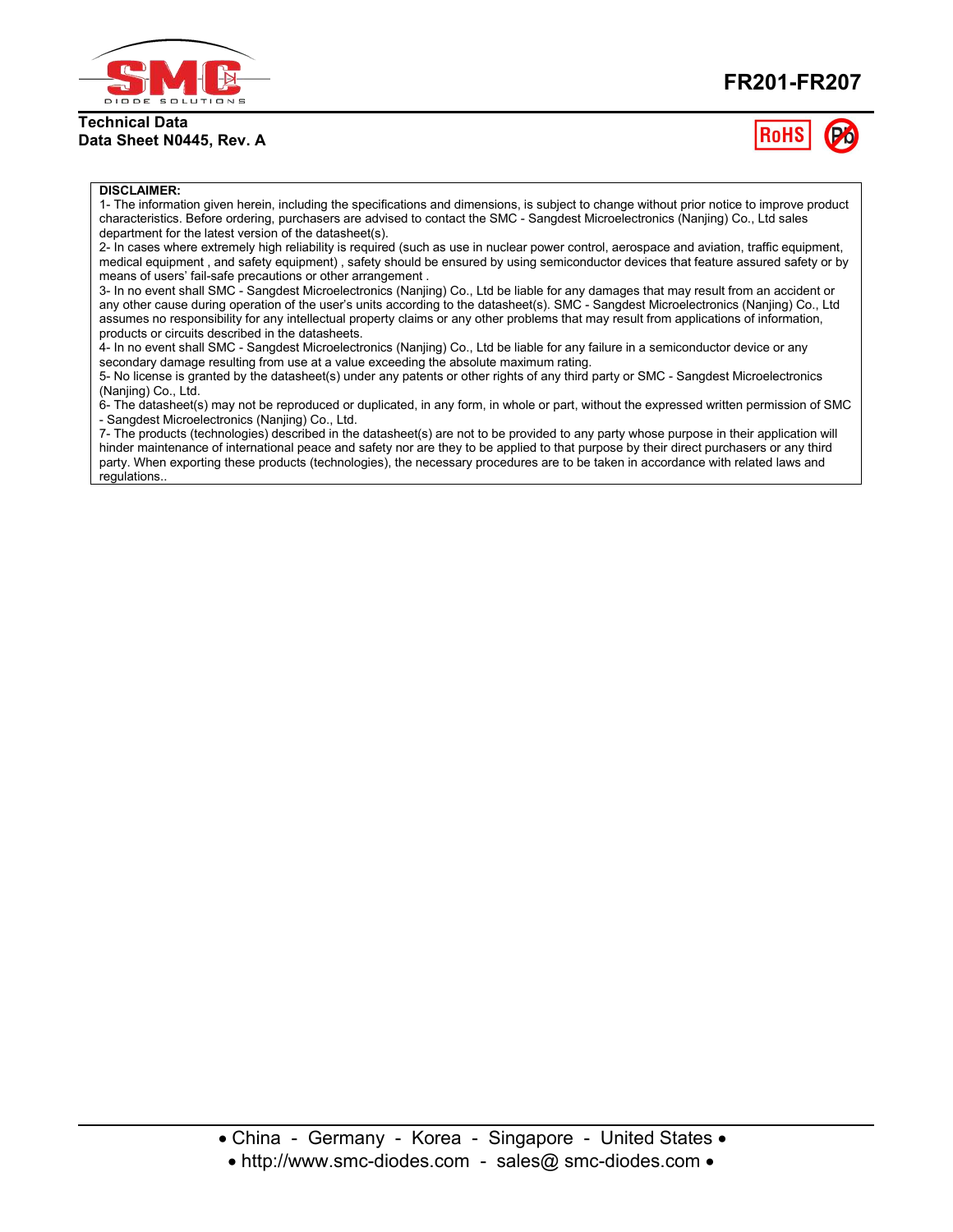**DISCLAIMER:**

1- The information given herein, including the specifications and dimensions, is subject to change without prior notice to improve product characteristics. Before ordering, purchasers are advised to contact the SMC - Sangdest Microelectronics (Nanjing) Co., Ltd sales department for the latest version of the datasheet(s).

2- In cases where extremely high reliability is required (such as use in nuclear power control, aerospace and aviation, traffic equipment, medical equipment , and safety equipment) , safety should be ensured by using semiconductor devices that feature assured safety or by means of users' fail-safe precautions or other arrangement .

3- In no event shall SMC - Sangdest Microelectronics (Nanjing) Co., Ltd be liable for any damages that may result from an accident or any other cause during operation of the user's units according to the datasheet(s). SMC - Sangdest Microelectronics (Nanjing) Co., Ltd assumes no responsibility for any intellectual property claims or any other problems that may result from applications of information, products or circuits described in the datasheets.

4- In no event shall SMC - Sangdest Microelectronics (Nanjing) Co., Ltd be liable for any failure in a semiconductor device or any secondary damage resulting from use at a value exceeding the absolute maximum rating.

5- No license is granted by the datasheet(s) under any patents or other rights of any third party or SMC - Sangdest Microelectronics (Nanjing) Co., Ltd.

6- The datasheet(s) may not be reproduced or duplicated, in any form, in whole or part, without the expressed written permission of SMC - Sangdest Microelectronics (Nanjing) Co., Ltd.

7- The products (technologies) described in the datasheet(s) are not to be provided to any party whose purpose in their application will hinder maintenance of international peace and safety nor are they to be applied to that purpose by their direct purchasers or any third party. When exporting these products (technologies), the necessary procedures are to be taken in accordance with related laws and regulations..